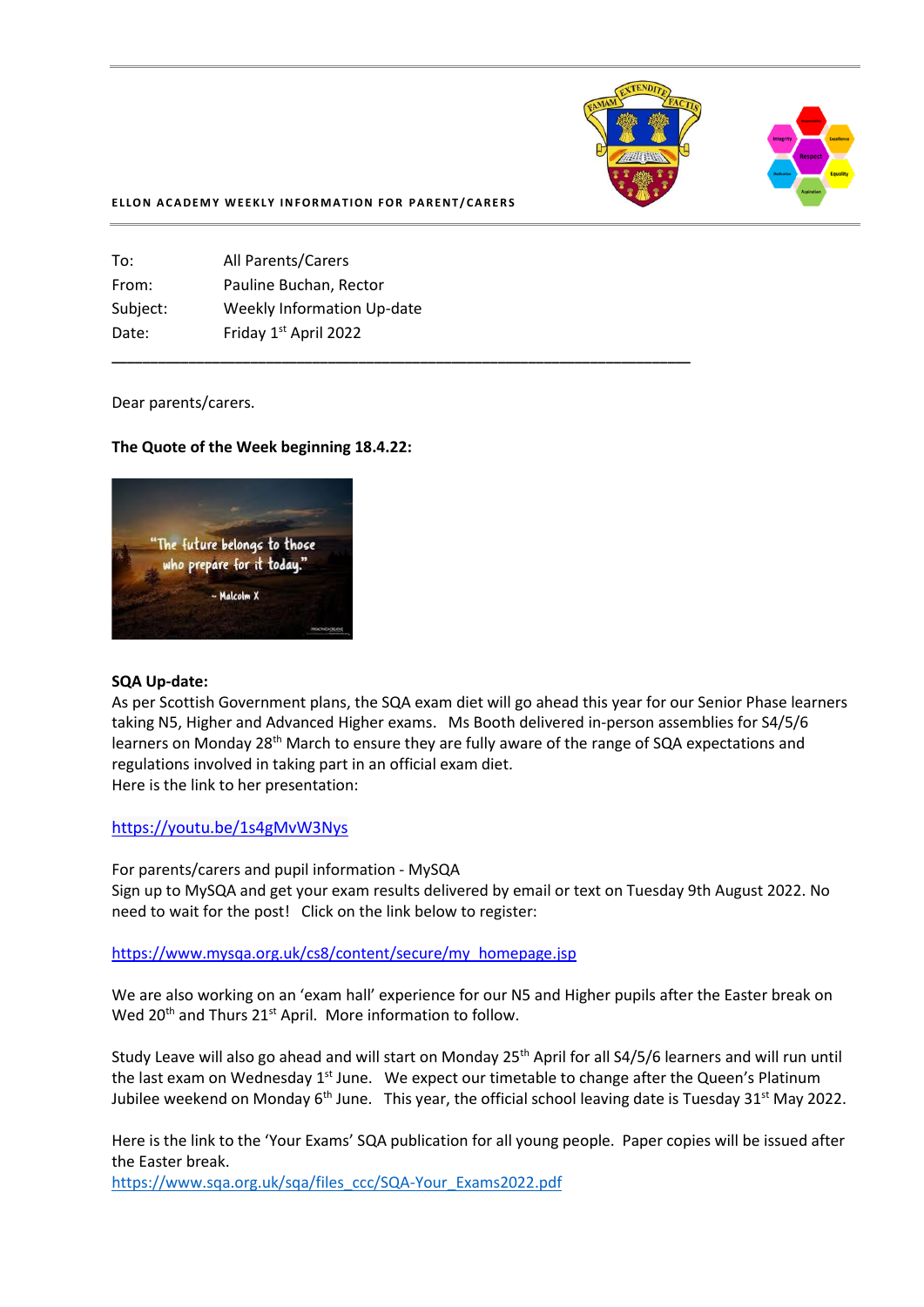**ELLON ACADEMY WEEKLY INFORMATION FOR PARENT/CARERS**

| | |
|---|---|
| To: | All Parents/Carers |
| From: | Pauline Buchan, Rector |
| Subject: | Weekly Information Up-date |
| Date: | Friday 1st April 2022 |

---

Dear parents/carers.

**The Quote of the Week beginning 18.4.22:**

"The future belongs to those who prepare for it today." ~ Malcolm X

**SQA Up-date:**

As per Scottish Government plans, the SQA exam diet will go ahead this year for our Senior Phase learners taking N5, Higher and Advanced Higher exams. Ms Booth delivered in-person assemblies for S4/5/6 learners on Monday 28th March to ensure they are fully aware of the range of SQA expectations and regulations involved in taking part in an official exam diet.
Here is the link to her presentation:

https://youtu.be/1s4gMvW3Nys

For parents/carers and pupil information - MySQA
Sign up to MySQA and get your exam results delivered by email or text on Tuesday 9th August 2022. No need to wait for the post! Click on the link below to register:

https://www.mysqa.org.uk/cs8/content/secure/my_homepage.jsp

We are also working on an 'exam hall' experience for our N5 and Higher pupils after the Easter break on Wed 20th and Thurs 21st April. More information to follow.

Study Leave will also go ahead and will start on Monday 25th April for all S4/5/6 learners and will run until the last exam on Wednesday 1st June. We expect our timetable to change after the Queen's Platinum Jubilee weekend on Monday 6th June. This year, the official school leaving date is Tuesday 31st May 2022.

Here is the link to the 'Your Exams' SQA publication for all young people. Paper copies will be issued after the Easter break.
https://www.sqa.org.uk/sqa/files_ccc/SQA-Your_Exams2022.pdf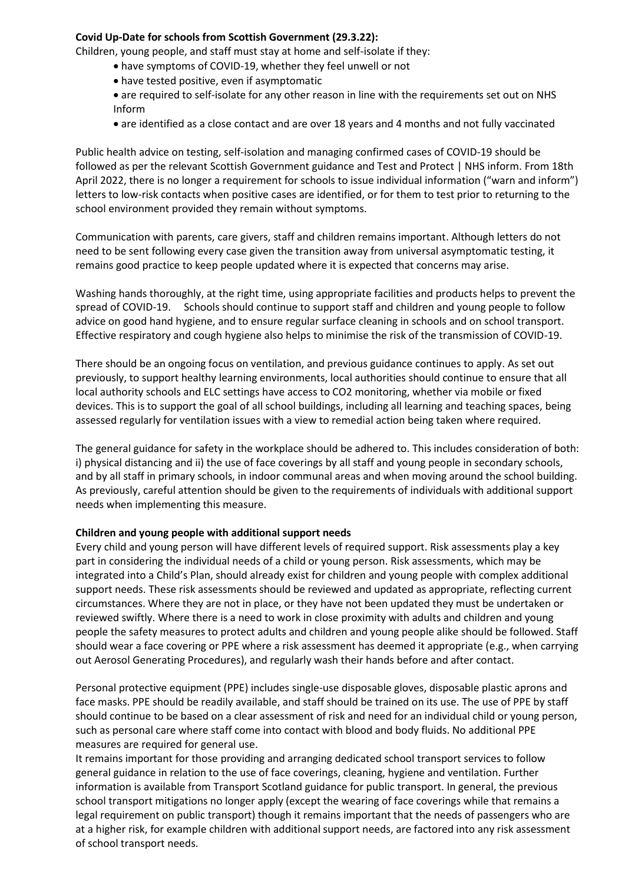**Covid Up-Date for schools from Scottish Government (29.3.22):**

Children, young people, and staff must stay at home and self-isolate if they:

- have symptoms of COVID-19, whether they feel unwell or not
- have tested positive, even if asymptomatic
- are required to self-isolate for any other reason in line with the requirements set out on NHS Inform
- are identified as a close contact and are over 18 years and 4 months and not fully vaccinated

Public health advice on testing, self-isolation and managing confirmed cases of COVID-19 should be followed as per the relevant Scottish Government guidance and Test and Protect | NHS inform. From 18th April 2022, there is no longer a requirement for schools to issue individual information ("warn and inform") letters to low-risk contacts when positive cases are identified, or for them to test prior to returning to the school environment provided they remain without symptoms.

Communication with parents, care givers, staff and children remains important. Although letters do not need to be sent following every case given the transition away from universal asymptomatic testing, it remains good practice to keep people updated where it is expected that concerns may arise.

Washing hands thoroughly, at the right time, using appropriate facilities and products helps to prevent the spread of COVID-19. Schools should continue to support staff and children and young people to follow advice on good hand hygiene, and to ensure regular surface cleaning in schools and on school transport. Effective respiratory and cough hygiene also helps to minimise the risk of the transmission of COVID-19.

There should be an ongoing focus on ventilation, and previous guidance continues to apply. As set out previously, to support healthy learning environments, local authorities should continue to ensure that all local authority schools and ELC settings have access to $CO_2$ monitoring, whether via mobile or fixed devices. This is to support the goal of all school buildings, including all learning and teaching spaces, being assessed regularly for ventilation issues with a view to remedial action being taken where required.

The general guidance for safety in the workplace should be adhered to. This includes consideration of both: i) physical distancing and ii) the use of face coverings by all staff and young people in secondary schools, and by all staff in primary schools, in indoor communal areas and when moving around the school building. As previously, careful attention should be given to the requirements of individuals with additional support needs when implementing this measure.

**Children and young people with additional support needs**

Every child and young person will have different levels of required support. Risk assessments play a key part in considering the individual needs of a child or young person. Risk assessments, which may be integrated into a Child's Plan, should already exist for children and young people with complex additional support needs. These risk assessments should be reviewed and updated as appropriate, reflecting current circumstances. Where they are not in place, or they have not been updated they must be undertaken or reviewed swiftly. Where there is a need to work in close proximity with adults and children and young people the safety measures to protect adults and children and young people alike should be followed. Staff should wear a face covering or PPE where a risk assessment has deemed it appropriate (e.g., when carrying out Aerosol Generating Procedures), and regularly wash their hands before and after contact.

Personal protective equipment (PPE) includes single-use disposable gloves, disposable plastic aprons and face masks. PPE should be readily available, and staff should be trained on its use. The use of PPE by staff should continue to be based on a clear assessment of risk and need for an individual child or young person, such as personal care where staff come into contact with blood and body fluids. No additional PPE measures are required for general use.

It remains important for those providing and arranging dedicated school transport services to follow general guidance in relation to the use of face coverings, cleaning, hygiene and ventilation. Further information is available from Transport Scotland guidance for public transport. In general, the previous school transport mitigations no longer apply (except the wearing of face coverings while that remains a legal requirement on public transport) though it remains important that the needs of passengers who are at a higher risk, for example children with additional support needs, are factored into any risk assessment of school transport needs.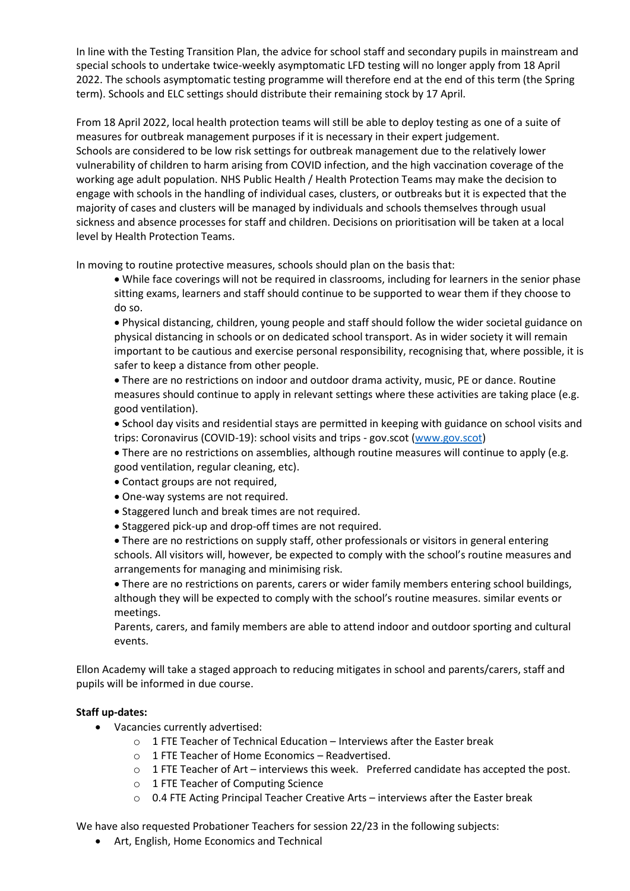In line with the Testing Transition Plan, the advice for school staff and secondary pupils in mainstream and special schools to undertake twice-weekly asymptomatic LFD testing will no longer apply from 18 April 2022. The schools asymptomatic testing programme will therefore end at the end of this term (the Spring term). Schools and ELC settings should distribute their remaining stock by 17 April.

From 18 April 2022, local health protection teams will still be able to deploy testing as one of a suite of measures for outbreak management purposes if it is necessary in their expert judgement.
Schools are considered to be low risk settings for outbreak management due to the relatively lower vulnerability of children to harm arising from COVID infection, and the high vaccination coverage of the working age adult population. NHS Public Health / Health Protection Teams may make the decision to engage with schools in the handling of individual cases, clusters, or outbreaks but it is expected that the majority of cases and clusters will be managed by individuals and schools themselves through usual sickness and absence processes for staff and children. Decisions on prioritisation will be taken at a local level by Health Protection Teams.

In moving to routine protective measures, schools should plan on the basis that:

- While face coverings will not be required in classrooms, including for learners in the senior phase sitting exams, learners and staff should continue to be supported to wear them if they choose to do so.
- Physical distancing, children, young people and staff should follow the wider societal guidance on physical distancing in schools or on dedicated school transport. As in wider society it will remain important to be cautious and exercise personal responsibility, recognising that, where possible, it is safer to keep a distance from other people.
- There are no restrictions on indoor and outdoor drama activity, music, PE or dance. Routine measures should continue to apply in relevant settings where these activities are taking place (e.g. good ventilation).
- School day visits and residential stays are permitted in keeping with guidance on school visits and trips: Coronavirus (COVID-19): school visits and trips - gov.scot ([www.gov.scot](www.gov.scot))
- There are no restrictions on assemblies, although routine measures will continue to apply (e.g. good ventilation, regular cleaning, etc).
- Contact groups are not required,
- One-way systems are not required.
- Staggered lunch and break times are not required.
- Staggered pick-up and drop-off times are not required.
- There are no restrictions on supply staff, other professionals or visitors in general entering schools. All visitors will, however, be expected to comply with the school's routine measures and arrangements for managing and minimising risk.
- There are no restrictions on parents, carers or wider family members entering school buildings, although they will be expected to comply with the school's routine measures. similar events or meetings.
  Parents, carers, and family members are able to attend indoor and outdoor sporting and cultural events.

Ellon Academy will take a staged approach to reducing mitigates in school and parents/carers, staff and pupils will be informed in due course.

**Staff up-dates:**

- Vacancies currently advertised:
  - 1 FTE Teacher of Technical Education – Interviews after the Easter break
  - 1 FTE Teacher of Home Economics – Readvertised.
  - 1 FTE Teacher of Art – interviews this week. Preferred candidate has accepted the post.
  - 1 FTE Teacher of Computing Science
  - 0.4 FTE Acting Principal Teacher Creative Arts – interviews after the Easter break

We have also requested Probationer Teachers for session 22/23 in the following subjects:

- Art, English, Home Economics and Technical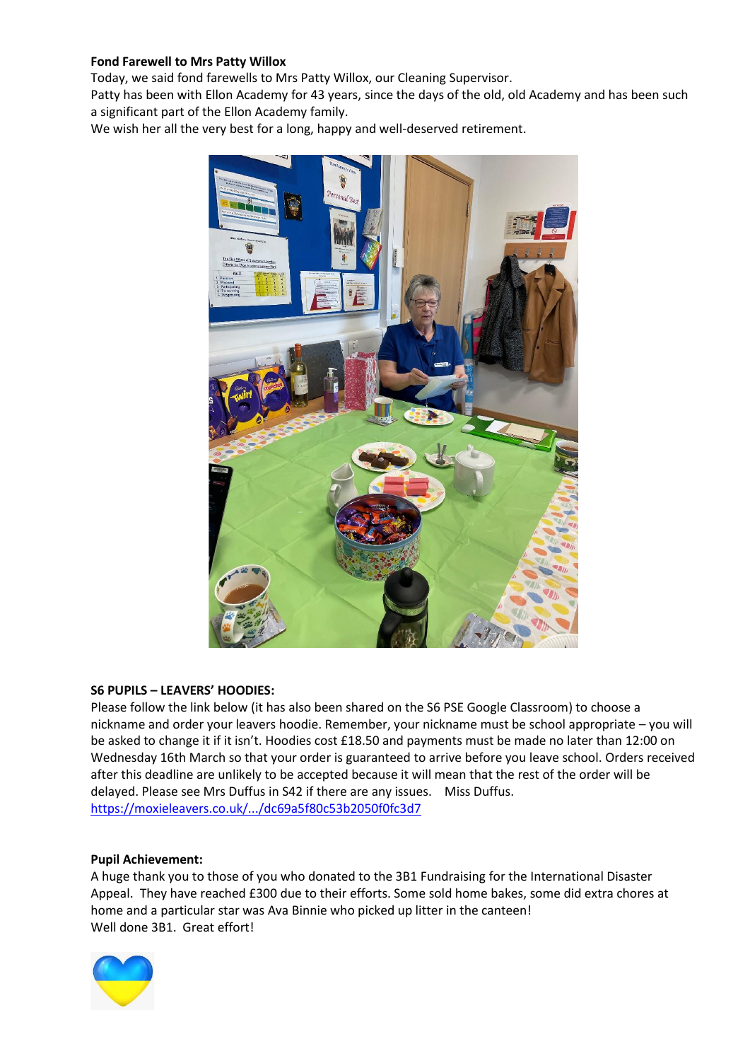**Fond Farewell to Mrs Patty Willox**

Today, we said fond farewells to Mrs Patty Willox, our Cleaning Supervisor.
Patty has been with Ellon Academy for 43 years, since the days of the old, old Academy and has been such a significant part of the Ellon Academy family.
We wish her all the very best for a long, happy and well-deserved retirement.

**S6 PUPILS – LEAVERS' HOODIES:**

Please follow the link below (it has also been shared on the S6 PSE Google Classroom) to choose a nickname and order your leavers hoodie. Remember, your nickname must be school appropriate – you will be asked to change it if it isn't. Hoodies cost £18.50 and payments must be made no later than 12:00 on Wednesday 16th March so that your order is guaranteed to arrive before you leave school. Orders received after this deadline are unlikely to be accepted because it will mean that the rest of the order will be delayed. Please see Mrs Duffus in S42 if there are any issues. Miss Duffus.
https://moxieleavers.co.uk/.../dc69a5f80c53b2050f0fc3d7

**Pupil Achievement:**

A huge thank you to those of you who donated to the 3B1 Fundraising for the International Disaster Appeal. They have reached £300 due to their efforts. Some sold home bakes, some did extra chores at home and a particular star was Ava Binnie who picked up litter in the canteen!
Well done 3B1. Great effort!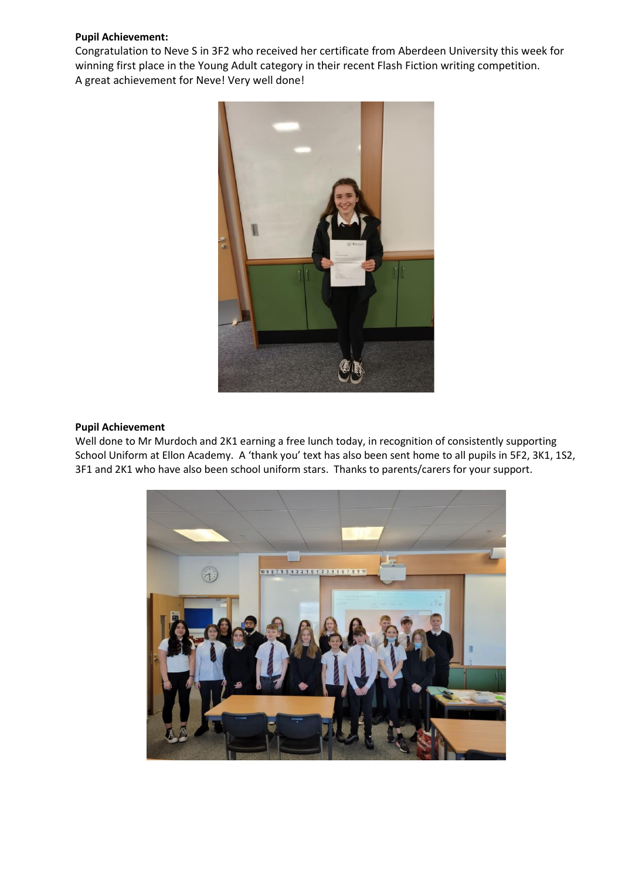**Pupil Achievement:**

Congratulation to Neve S in 3F2 who received her certificate from Aberdeen University this week for winning first place in the Young Adult category in their recent Flash Fiction writing competition.
A great achievement for Neve! Very well done!

**Pupil Achievement**

Well done to Mr Murdoch and 2K1 earning a free lunch today, in recognition of consistently supporting School Uniform at Ellon Academy. A 'thank you' text has also been sent home to all pupils in 5F2, 3K1, 1S2, 3F1 and 2K1 who have also been school uniform stars. Thanks to parents/carers for your support.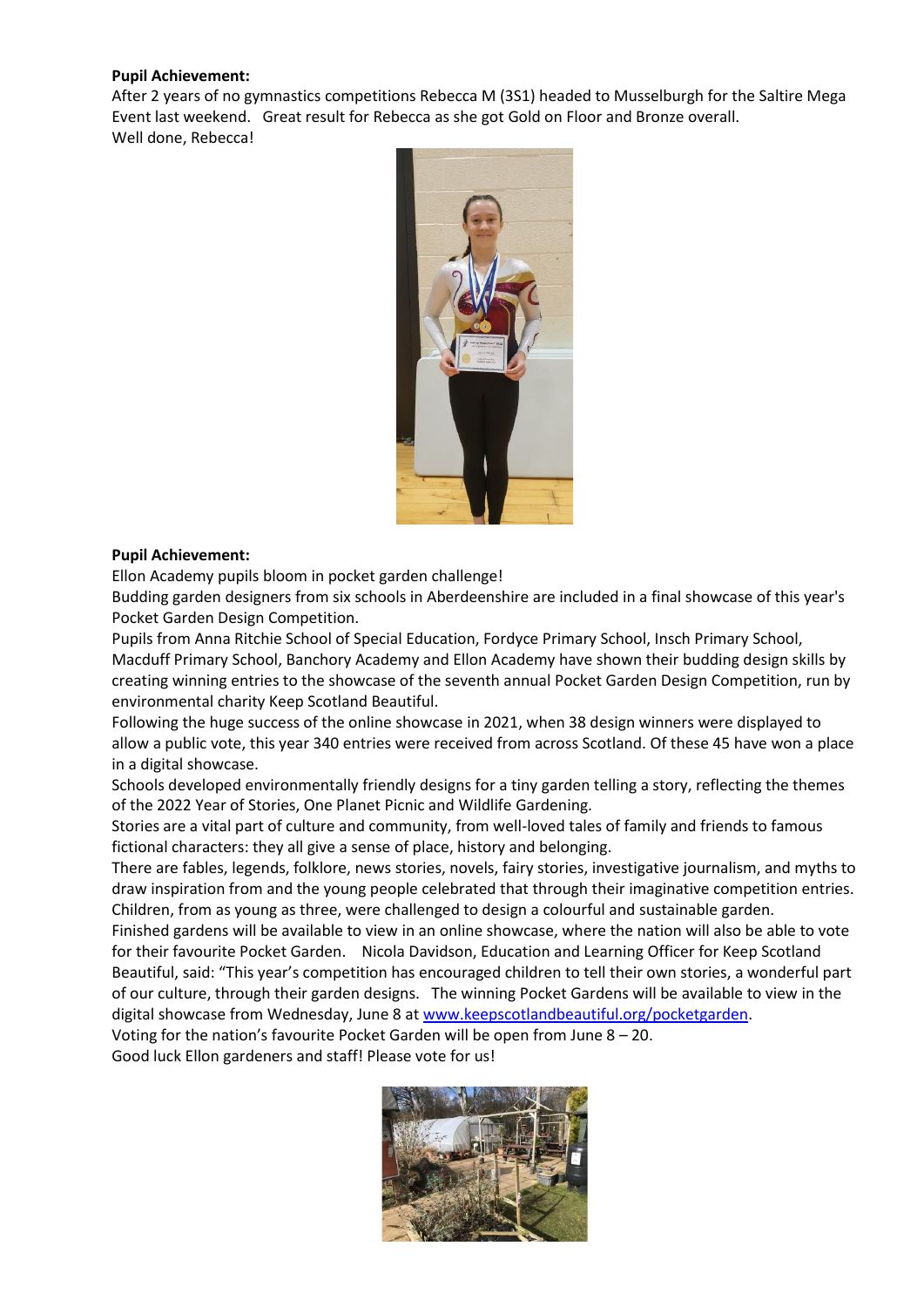**Pupil Achievement:**
After 2 years of no gymnastics competitions Rebecca M (3S1) headed to Musselburgh for the Saltire Mega Event last weekend. Great result for Rebecca as she got Gold on Floor and Bronze overall.
Well done, Rebecca!

**Pupil Achievement:**
Ellon Academy pupils bloom in pocket garden challenge!
Budding garden designers from six schools in Aberdeenshire are included in a final showcase of this year's Pocket Garden Design Competition.
Pupils from Anna Ritchie School of Special Education, Fordyce Primary School, Insch Primary School, Macduff Primary School, Banchory Academy and Ellon Academy have shown their budding design skills by creating winning entries to the showcase of the seventh annual Pocket Garden Design Competition, run by environmental charity Keep Scotland Beautiful.
Following the huge success of the online showcase in 2021, when 38 design winners were displayed to allow a public vote, this year 340 entries were received from across Scotland. Of these 45 have won a place in a digital showcase.
Schools developed environmentally friendly designs for a tiny garden telling a story, reflecting the themes of the 2022 Year of Stories, One Planet Picnic and Wildlife Gardening.
Stories are a vital part of culture and community, from well-loved tales of family and friends to famous fictional characters: they all give a sense of place, history and belonging.
There are fables, legends, folklore, news stories, novels, fairy stories, investigative journalism, and myths to draw inspiration from and the young people celebrated that through their imaginative competition entries.
Children, from as young as three, were challenged to design a colourful and sustainable garden.
Finished gardens will be available to view in an online showcase, where the nation will also be able to vote for their favourite Pocket Garden. Nicola Davidson, Education and Learning Officer for Keep Scotland Beautiful, said: "This year's competition has encouraged children to tell their own stories, a wonderful part of our culture, through their garden designs. The winning Pocket Gardens will be available to view in the digital showcase from Wednesday, June 8 at www.keepscotlandbeautiful.org/pocketgarden.
Voting for the nation's favourite Pocket Garden will be open from June 8 – 20.
Good luck Ellon gardeners and staff! Please vote for us!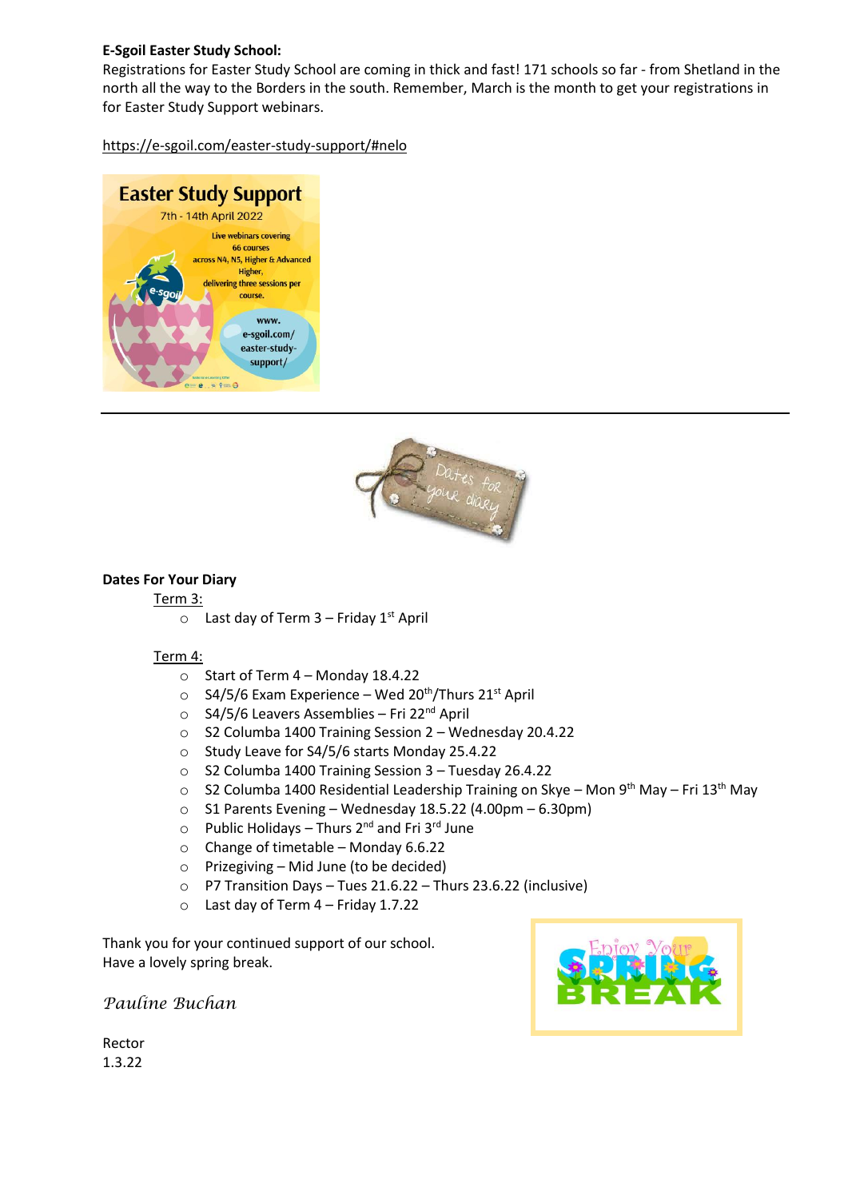**E-Sgoil Easter Study School:**

Registrations for Easter Study School are coming in thick and fast! 171 schools so far - from Shetland in the north all the way to the Borders in the south. Remember, March is the month to get your registrations in for Easter Study Support webinars.

https://e-sgoil.com/easter-study-support/#nelo

**Dates For Your Diary**

Term 3:

- Last day of Term 3 – Friday 1st April

Term 4:

- Start of Term 4 – Monday 18.4.22
- S4/5/6 Exam Experience – Wed 20th/Thurs 21st April
- S4/5/6 Leavers Assemblies – Fri 22nd April
- S2 Columba 1400 Training Session 2 – Wednesday 20.4.22
- Study Leave for S4/5/6 starts Monday 25.4.22
- S2 Columba 1400 Training Session 3 – Tuesday 26.4.22
- S2 Columba 1400 Residential Leadership Training on Skye – Mon 9th May – Fri 13th May
- S1 Parents Evening – Wednesday 18.5.22 (4.00pm – 6.30pm)
- Public Holidays – Thurs 2nd and Fri 3rd June
- Change of timetable – Monday 6.6.22
- Prizegiving – Mid June (to be decided)
- P7 Transition Days – Tues 21.6.22 – Thurs 23.6.22 (inclusive)
- Last day of Term 4 – Friday 1.7.22

Thank you for your continued support of our school.
Have a lovely spring break.

*Pauline Buchan*

Rector
1.3.22